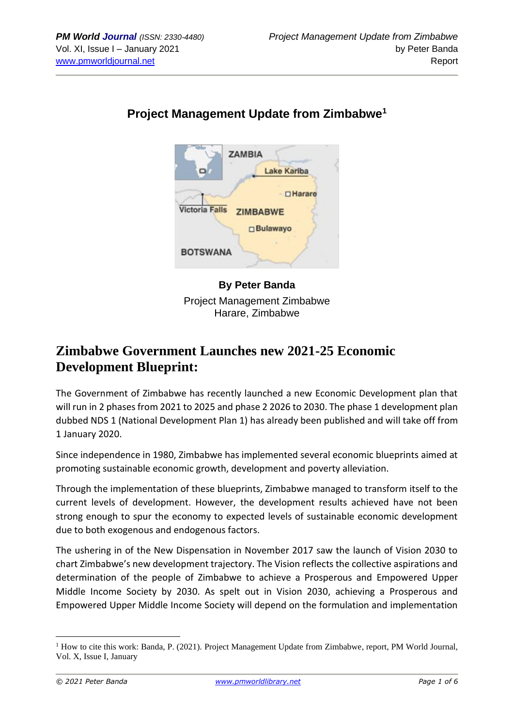# Project Management Update from Zimbabwe[1]

**By Peter Banda**
Project Management Zimbabwe
Harare, Zimbabwe

## Zimbabwe Government Launches new 2021-25 Economic Development Blueprint:

The Government of Zimbabwe has recently launched a new Economic Development plan that will run in 2 phases from 2021 to 2025 and phase 2 2026 to 2030. The phase 1 development plan dubbed NDS 1 (National Development Plan 1) has already been published and will take off from 1 January 2020.

Since independence in 1980, Zimbabwe has implemented several economic blueprints aimed at promoting sustainable economic growth, development and poverty alleviation.

Through the implementation of these blueprints, Zimbabwe managed to transform itself to the current levels of development. However, the development results achieved have not been strong enough to spur the economy to expected levels of sustainable economic development due to both exogenous and endogenous factors.

The ushering in of the New Dispensation in November 2017 saw the launch of Vision 2030 to chart Zimbabwe's new development trajectory. The Vision reflects the collective aspirations and determination of the people of Zimbabwe to achieve a Prosperous and Empowered Upper Middle Income Society by 2030. As spelt out in Vision 2030, achieving a Prosperous and Empowered Upper Middle Income Society will depend on the formulation and implementation

---

[1] How to cite this work: Banda, P. (2021). Project Management Update from Zimbabwe, report, PM World Journal, Vol. X, Issue I, January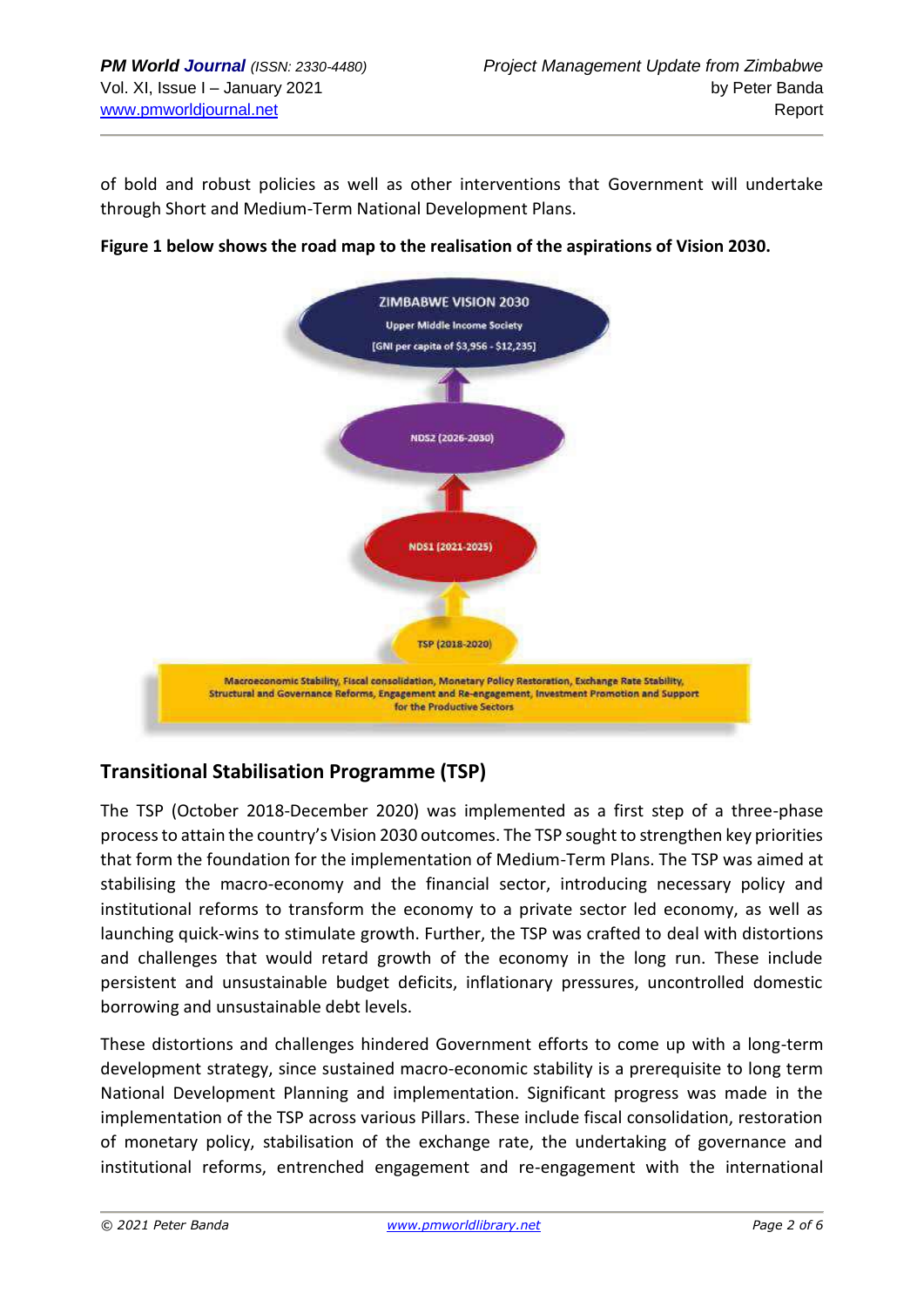of bold and robust policies as well as other interventions that Government will undertake through Short and Medium-Term National Development Plans.

**Figure 1 below shows the road map to the realisation of the aspirations of Vision 2030.**

ZIMBABWE VISION 2030
Upper Middle Income Society
[GNI per capita of $3,956 - $12,235]

NDS2 (2026-2030)

NDS1 (2021-2025)

TSP (2018-2020)

Macroeconomic Stability, Fiscal consolidation, Monetary Policy Restoration, Exchange Rate Stability, Structural and Governance Reforms, Engagement and Re-engagement, Investment Promotion and Support for the Productive Sectors

## Transitional Stabilisation Programme (TSP)

The TSP (October 2018-December 2020) was implemented as a first step of a three-phase process to attain the country's Vision 2030 outcomes. The TSP sought to strengthen key priorities that form the foundation for the implementation of Medium-Term Plans. The TSP was aimed at stabilising the macro-economy and the financial sector, introducing necessary policy and institutional reforms to transform the economy to a private sector led economy, as well as launching quick-wins to stimulate growth. Further, the TSP was crafted to deal with distortions and challenges that would retard growth of the economy in the long run. These include persistent and unsustainable budget deficits, inflationary pressures, uncontrolled domestic borrowing and unsustainable debt levels.

These distortions and challenges hindered Government efforts to come up with a long-term development strategy, since sustained macro-economic stability is a prerequisite to long term National Development Planning and implementation. Significant progress was made in the implementation of the TSP across various Pillars. These include fiscal consolidation, restoration of monetary policy, stabilisation of the exchange rate, the undertaking of governance and institutional reforms, entrenched engagement and re-engagement with the international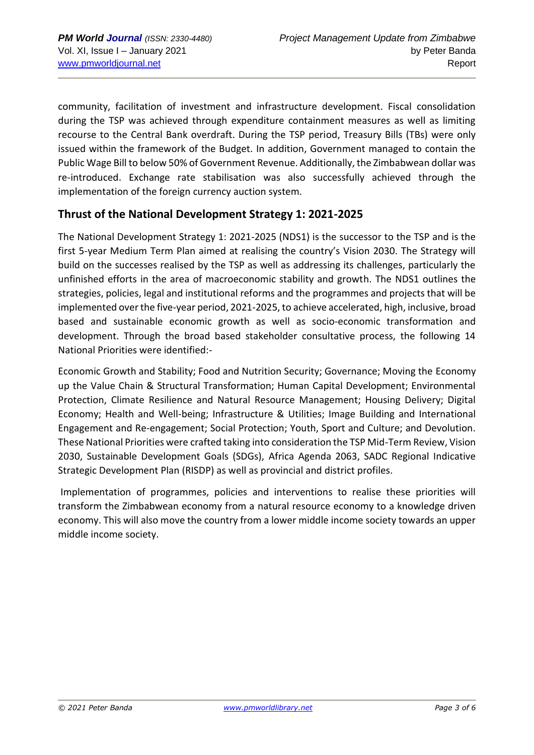community, facilitation of investment and infrastructure development. Fiscal consolidation during the TSP was achieved through expenditure containment measures as well as limiting recourse to the Central Bank overdraft. During the TSP period, Treasury Bills (TBs) were only issued within the framework of the Budget. In addition, Government managed to contain the Public Wage Bill to below 50% of Government Revenue. Additionally, the Zimbabwean dollar was re-introduced. Exchange rate stabilisation was also successfully achieved through the implementation of the foreign currency auction system.

## Thrust of the National Development Strategy 1: 2021-2025

The National Development Strategy 1: 2021-2025 (NDS1) is the successor to the TSP and is the first 5-year Medium Term Plan aimed at realising the country's Vision 2030. The Strategy will build on the successes realised by the TSP as well as addressing its challenges, particularly the unfinished efforts in the area of macroeconomic stability and growth. The NDS1 outlines the strategies, policies, legal and institutional reforms and the programmes and projects that will be implemented over the five-year period, 2021-2025, to achieve accelerated, high, inclusive, broad based and sustainable economic growth as well as socio-economic transformation and development. Through the broad based stakeholder consultative process, the following 14 National Priorities were identified:-

Economic Growth and Stability; Food and Nutrition Security; Governance; Moving the Economy up the Value Chain & Structural Transformation; Human Capital Development; Environmental Protection, Climate Resilience and Natural Resource Management; Housing Delivery; Digital Economy; Health and Well-being; Infrastructure & Utilities; Image Building and International Engagement and Re-engagement; Social Protection; Youth, Sport and Culture; and Devolution. These National Priorities were crafted taking into consideration the TSP Mid-Term Review, Vision 2030, Sustainable Development Goals (SDGs), Africa Agenda 2063, SADC Regional Indicative Strategic Development Plan (RISDP) as well as provincial and district profiles.

Implementation of programmes, policies and interventions to realise these priorities will transform the Zimbabwean economy from a natural resource economy to a knowledge driven economy. This will also move the country from a lower middle income society towards an upper middle income society.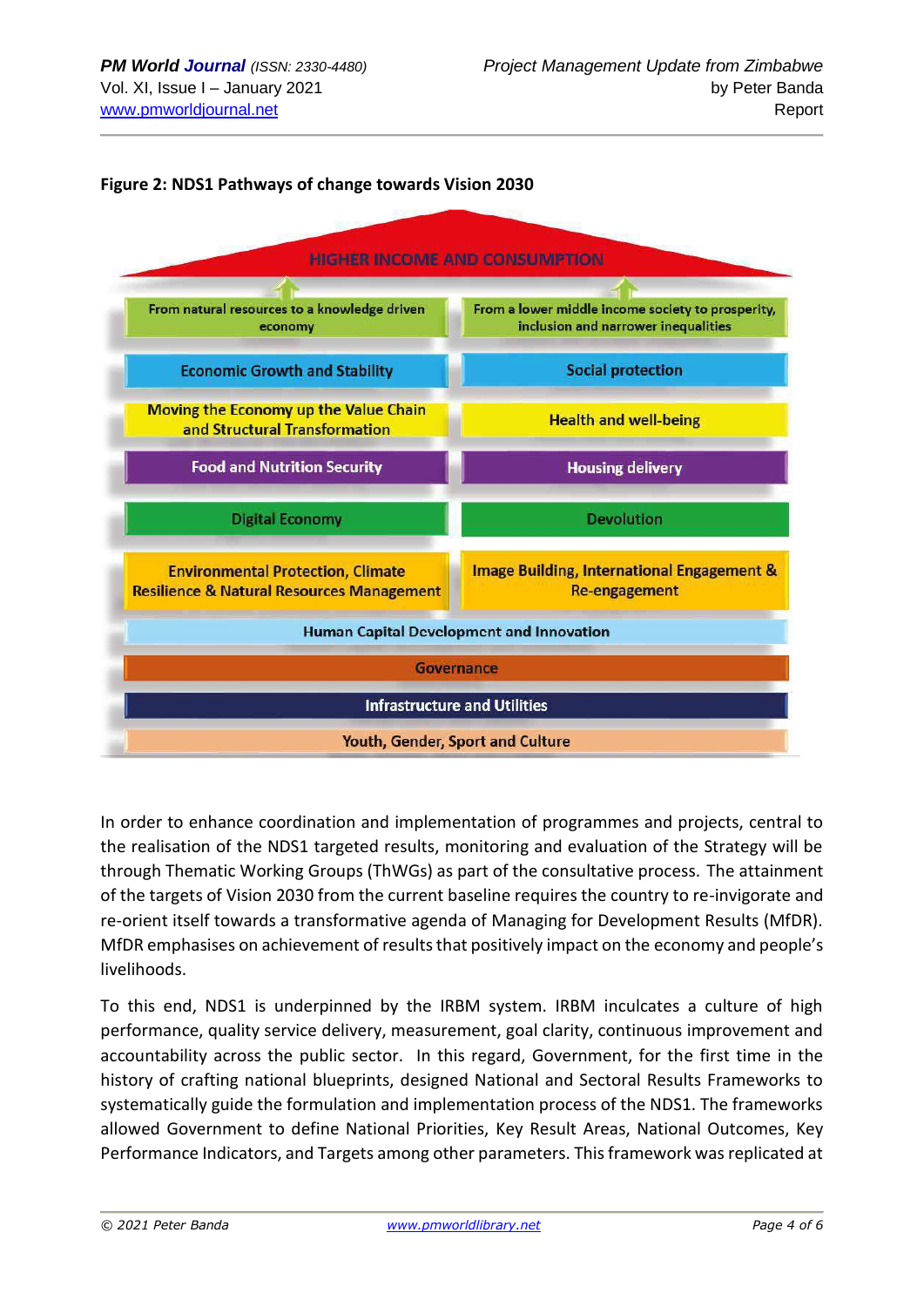**Figure 2: NDS1 Pathways of change towards Vision 2030**

HIGHER INCOME AND CONSUMPTION

| | |
|---|---|
| From natural resources to a knowledge driven economy | From a lower middle income society to prosperity, inclusion and narrower inequalities |
| Economic Growth and Stability | Social protection |
| Moving the Economy up the Value Chain and Structural Transformation | Health and well-being |
| Food and Nutrition Security | Housing delivery |
| Digital Economy | Devolution |
| Environmental Protection, Climate Resilience & Natural Resources Management | Image Building, International Engagement & Re-engagement |

Human Capital Development and Innovation

Governance

Infrastructure and Utilities

Youth, Gender, Sport and Culture

In order to enhance coordination and implementation of programmes and projects, central to the realisation of the NDS1 targeted results, monitoring and evaluation of the Strategy will be through Thematic Working Groups (ThWGs) as part of the consultative process. The attainment of the targets of Vision 2030 from the current baseline requires the country to re-invigorate and re-orient itself towards a transformative agenda of Managing for Development Results (MfDR). MfDR emphasises on achievement of results that positively impact on the economy and people's livelihoods.

To this end, NDS1 is underpinned by the IRBM system. IRBM inculcates a culture of high performance, quality service delivery, measurement, goal clarity, continuous improvement and accountability across the public sector. In this regard, Government, for the first time in the history of crafting national blueprints, designed National and Sectoral Results Frameworks to systematically guide the formulation and implementation process of the NDS1. The frameworks allowed Government to define National Priorities, Key Result Areas, National Outcomes, Key Performance Indicators, and Targets among other parameters. This framework was replicated at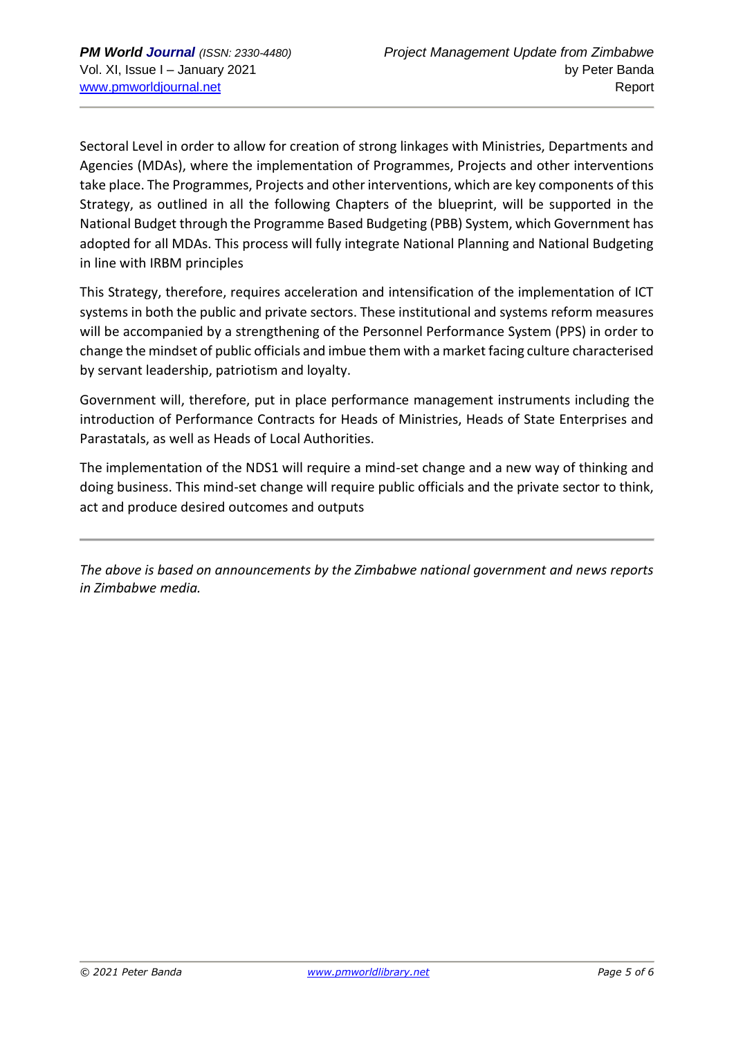Sectoral Level in order to allow for creation of strong linkages with Ministries, Departments and Agencies (MDAs), where the implementation of Programmes, Projects and other interventions take place. The Programmes, Projects and other interventions, which are key components of this Strategy, as outlined in all the following Chapters of the blueprint, will be supported in the National Budget through the Programme Based Budgeting (PBB) System, which Government has adopted for all MDAs. This process will fully integrate National Planning and National Budgeting in line with IRBM principles

This Strategy, therefore, requires acceleration and intensification of the implementation of ICT systems in both the public and private sectors. These institutional and systems reform measures will be accompanied by a strengthening of the Personnel Performance System (PPS) in order to change the mindset of public officials and imbue them with a market facing culture characterised by servant leadership, patriotism and loyalty.

Government will, therefore, put in place performance management instruments including the introduction of Performance Contracts for Heads of Ministries, Heads of State Enterprises and Parastatals, as well as Heads of Local Authorities.

The implementation of the NDS1 will require a mind-set change and a new way of thinking and doing business. This mind-set change will require public officials and the private sector to think, act and produce desired outcomes and outputs

---

*The above is based on announcements by the Zimbabwe national government and news reports in Zimbabwe media.*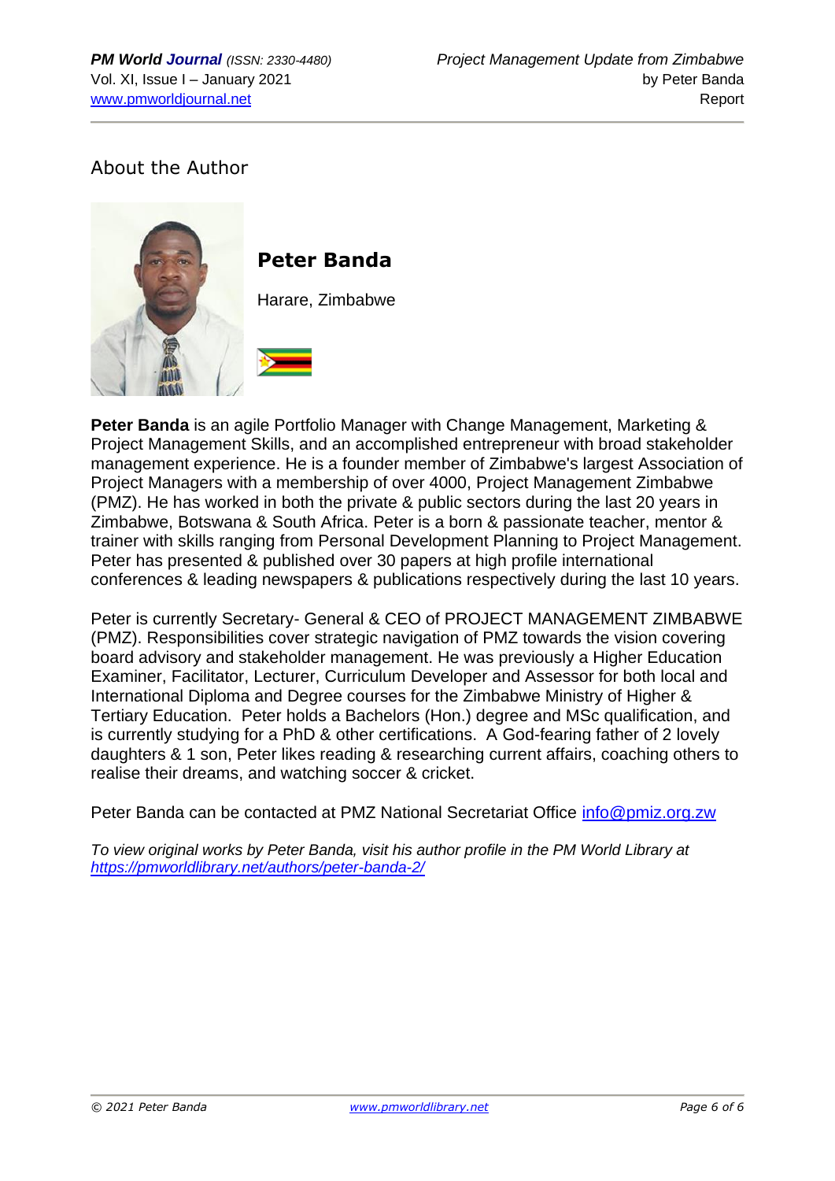## About the Author

### Peter Banda

Harare, Zimbabwe

**Peter Banda** is an agile Portfolio Manager with Change Management, Marketing & Project Management Skills, and an accomplished entrepreneur with broad stakeholder management experience. He is a founder member of Zimbabwe's largest Association of Project Managers with a membership of over 4000, Project Management Zimbabwe (PMZ). He has worked in both the private & public sectors during the last 20 years in Zimbabwe, Botswana & South Africa. Peter is a born & passionate teacher, mentor & trainer with skills ranging from Personal Development Planning to Project Management. Peter has presented & published over 30 papers at high profile international conferences & leading newspapers & publications respectively during the last 10 years.

Peter is currently Secretary- General & CEO of PROJECT MANAGEMENT ZIMBABWE (PMZ). Responsibilities cover strategic navigation of PMZ towards the vision covering board advisory and stakeholder management. He was previously a Higher Education Examiner, Facilitator, Lecturer, Curriculum Developer and Assessor for both local and International Diploma and Degree courses for the Zimbabwe Ministry of Higher & Tertiary Education. Peter holds a Bachelors (Hon.) degree and MSc qualification, and is currently studying for a PhD & other certifications. A God-fearing father of 2 lovely daughters & 1 son, Peter likes reading & researching current affairs, coaching others to realise their dreams, and watching soccer & cricket.

Peter Banda can be contacted at PMZ National Secretariat Office info@pmiz.org.zw

*To view original works by Peter Banda, visit his author profile in the PM World Library at https://pmworldlibrary.net/authors/peter-banda-2/*